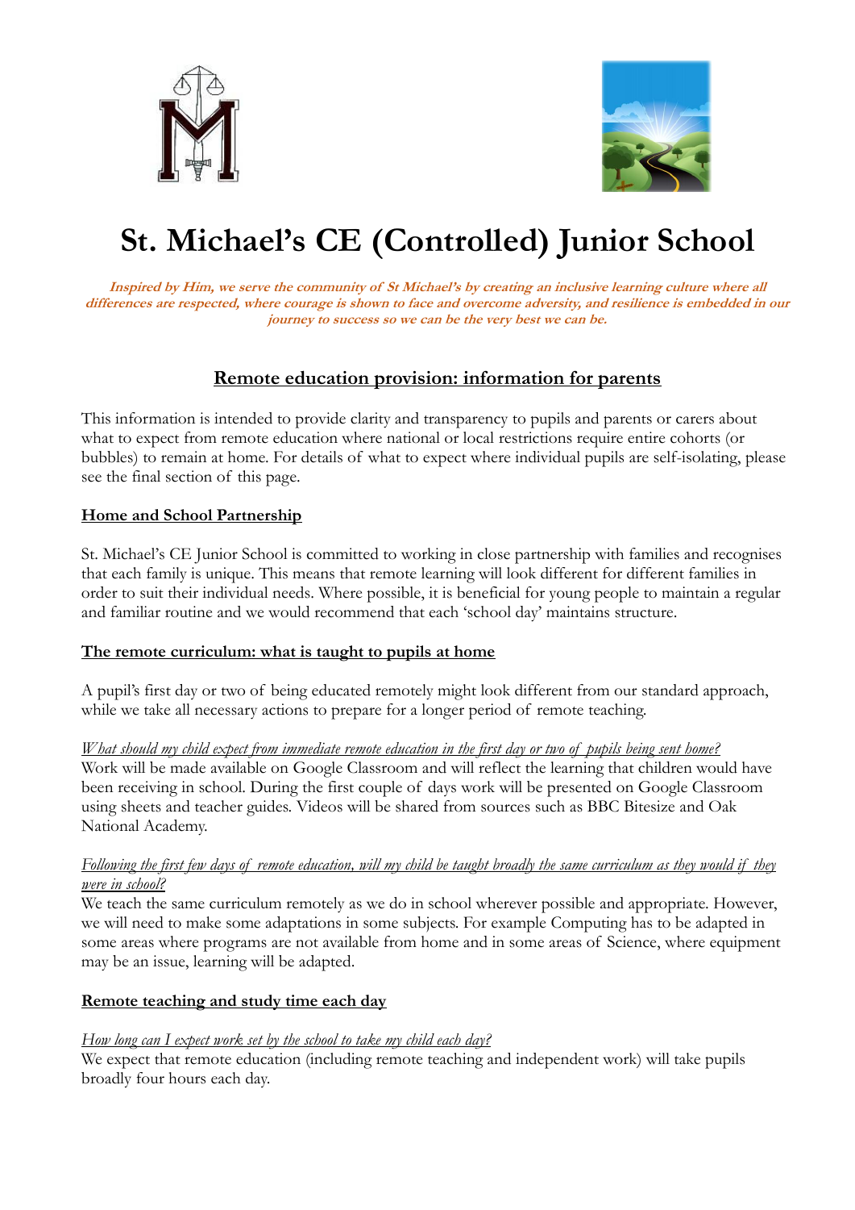# St. Michael's CE (Controlled) Junior School

***Inspired by Him, we serve the community of St Michael's by creating an inclusive learning culture where all differences are respected, where courage is shown to face and overcome adversity, and resilience is embedded in our journey to success so we can be the very best we can be.***

## Remote education provision: information for parents

This information is intended to provide clarity and transparency to pupils and parents or carers about what to expect from remote education where national or local restrictions require entire cohorts (or bubbles) to remain at home. For details of what to expect where individual pupils are self-isolating, please see the final section of this page.

### Home and School Partnership

St. Michael's CE Junior School is committed to working in close partnership with families and recognises that each family is unique. This means that remote learning will look different for different families in order to suit their individual needs. Where possible, it is beneficial for young people to maintain a regular and familiar routine and we would recommend that each 'school day' maintains structure.

### The remote curriculum: what is taught to pupils at home

A pupil's first day or two of being educated remotely might look different from our standard approach, while we take all necessary actions to prepare for a longer period of remote teaching.

*What should my child expect from immediate remote education in the first day or two of pupils being sent home?*
Work will be made available on Google Classroom and will reflect the learning that children would have been receiving in school. During the first couple of days work will be presented on Google Classroom using sheets and teacher guides. Videos will be shared from sources such as BBC Bitesize and Oak National Academy.

*Following the first few days of remote education, will my child be taught broadly the same curriculum as they would if they were in school?*
We teach the same curriculum remotely as we do in school wherever possible and appropriate. However, we will need to make some adaptations in some subjects. For example Computing has to be adapted in some areas where programs are not available from home and in some areas of Science, where equipment may be an issue, learning will be adapted.

### Remote teaching and study time each day

*How long can I expect work set by the school to take my child each day?*
We expect that remote education (including remote teaching and independent work) will take pupils broadly four hours each day.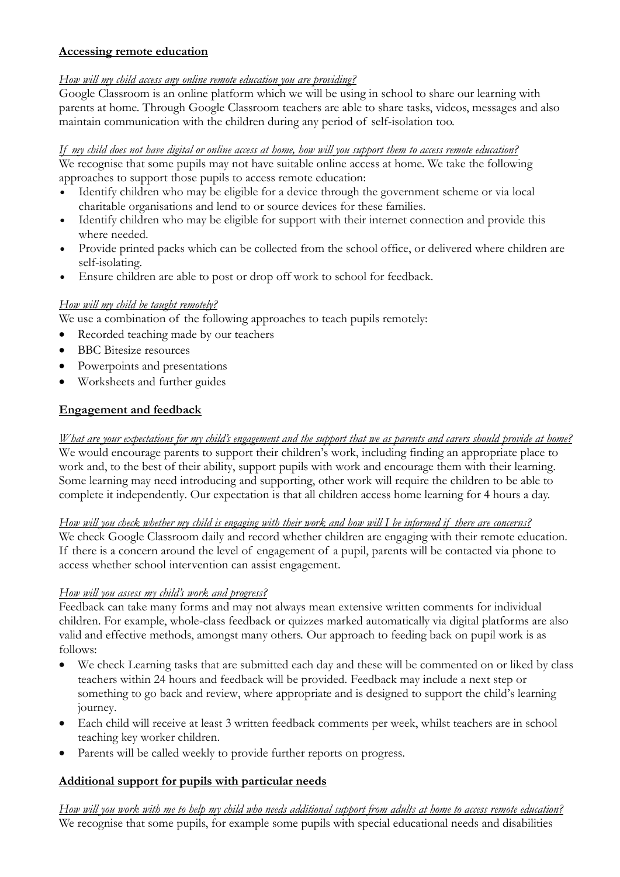## **Accessing remote education**

*How will my child access any online remote education you are providing?*

Google Classroom is an online platform which we will be using in school to share our learning with parents at home. Through Google Classroom teachers are able to share tasks, videos, messages and also maintain communication with the children during any period of self-isolation too.

*If my child does not have digital or online access at home, how will you support them to access remote education?*

We recognise that some pupils may not have suitable online access at home. We take the following approaches to support those pupils to access remote education:

- Identify children who may be eligible for a device through the government scheme or via local charitable organisations and lend to or source devices for these families.
- Identify children who may be eligible for support with their internet connection and provide this where needed.
- Provide printed packs which can be collected from the school office, or delivered where children are self-isolating.
- Ensure children are able to post or drop off work to school for feedback.

*How will my child be taught remotely?*

We use a combination of the following approaches to teach pupils remotely:

- Recorded teaching made by our teachers
- BBC Bitesize resources
- Powerpoints and presentations
- Worksheets and further guides

## **Engagement and feedback**

*What are your expectations for my child's engagement and the support that we as parents and carers should provide at home?*

We would encourage parents to support their children's work, including finding an appropriate place to work and, to the best of their ability, support pupils with work and encourage them with their learning. Some learning may need introducing and supporting, other work will require the children to be able to complete it independently. Our expectation is that all children access home learning for 4 hours a day.

*How will you check whether my child is engaging with their work and how will I be informed if there are concerns?*

We check Google Classroom daily and record whether children are engaging with their remote education. If there is a concern around the level of engagement of a pupil, parents will be contacted via phone to access whether school intervention can assist engagement.

*How will you assess my child's work and progress?*

Feedback can take many forms and may not always mean extensive written comments for individual children. For example, whole-class feedback or quizzes marked automatically via digital platforms are also valid and effective methods, amongst many others. Our approach to feeding back on pupil work is as follows:

- We check Learning tasks that are submitted each day and these will be commented on or liked by class teachers within 24 hours and feedback will be provided. Feedback may include a next step or something to go back and review, where appropriate and is designed to support the child's learning journey.
- Each child will receive at least 3 written feedback comments per week, whilst teachers are in school teaching key worker children.
- Parents will be called weekly to provide further reports on progress.

## **Additional support for pupils with particular needs**

*How will you work with me to help my child who needs additional support from adults at home to access remote education?*

We recognise that some pupils, for example some pupils with special educational needs and disabilities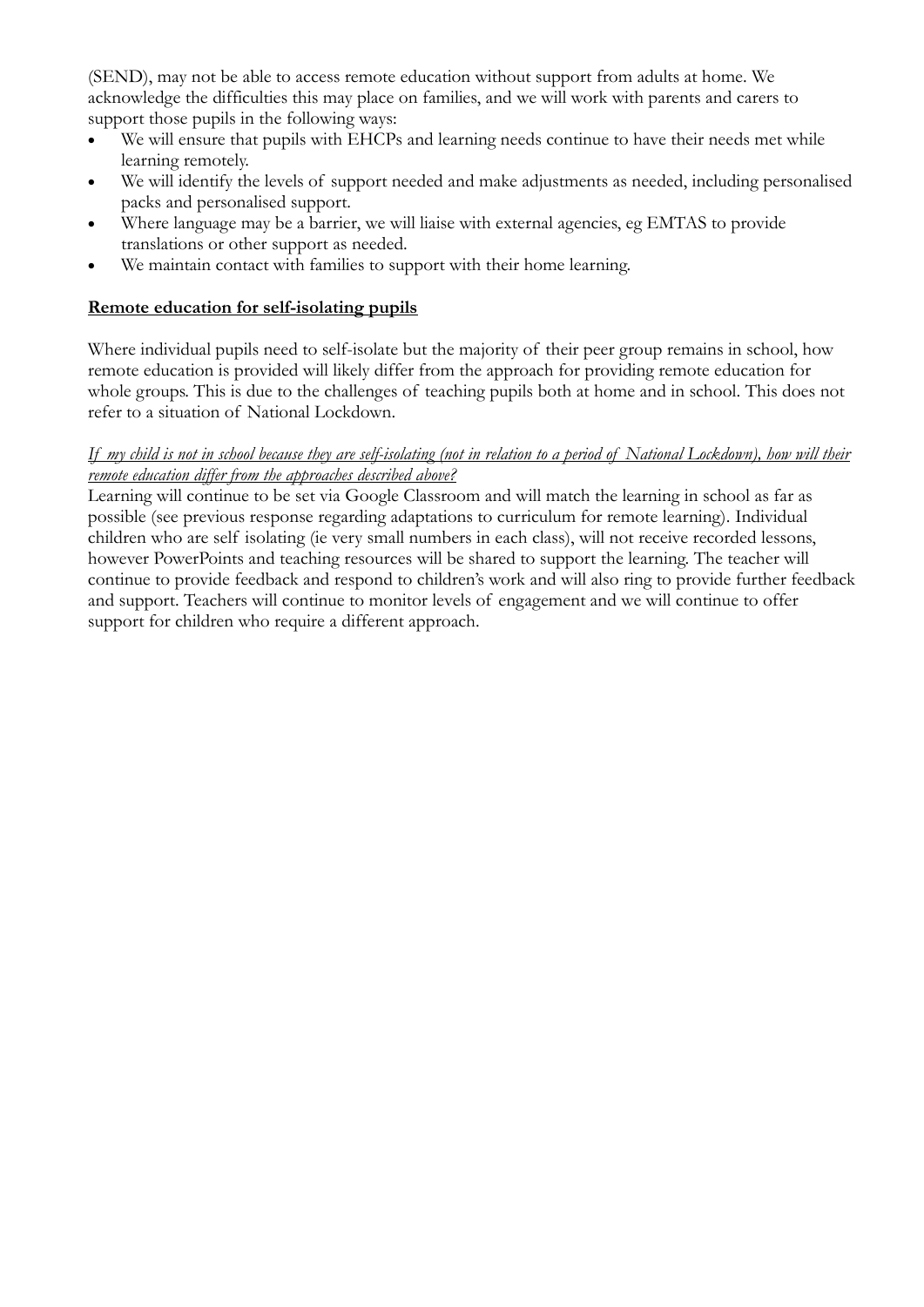(SEND), may not be able to access remote education without support from adults at home. We acknowledge the difficulties this may place on families, and we will work with parents and carers to support those pupils in the following ways:

- We will ensure that pupils with EHCPs and learning needs continue to have their needs met while learning remotely.
- We will identify the levels of support needed and make adjustments as needed, including personalised packs and personalised support.
- Where language may be a barrier, we will liaise with external agencies, eg EMTAS to provide translations or other support as needed.
- We maintain contact with families to support with their home learning.

## **Remote education for self-isolating pupils**

Where individual pupils need to self-isolate but the majority of their peer group remains in school, how remote education is provided will likely differ from the approach for providing remote education for whole groups. This is due to the challenges of teaching pupils both at home and in school. This does not refer to a situation of National Lockdown.

*If my child is not in school because they are self-isolating (not in relation to a period of National Lockdown), how will their remote education differ from the approaches described above?*

Learning will continue to be set via Google Classroom and will match the learning in school as far as possible (see previous response regarding adaptations to curriculum for remote learning). Individual children who are self isolating (ie very small numbers in each class), will not receive recorded lessons, however PowerPoints and teaching resources will be shared to support the learning. The teacher will continue to provide feedback and respond to children's work and will also ring to provide further feedback and support. Teachers will continue to monitor levels of engagement and we will continue to offer support for children who require a different approach.